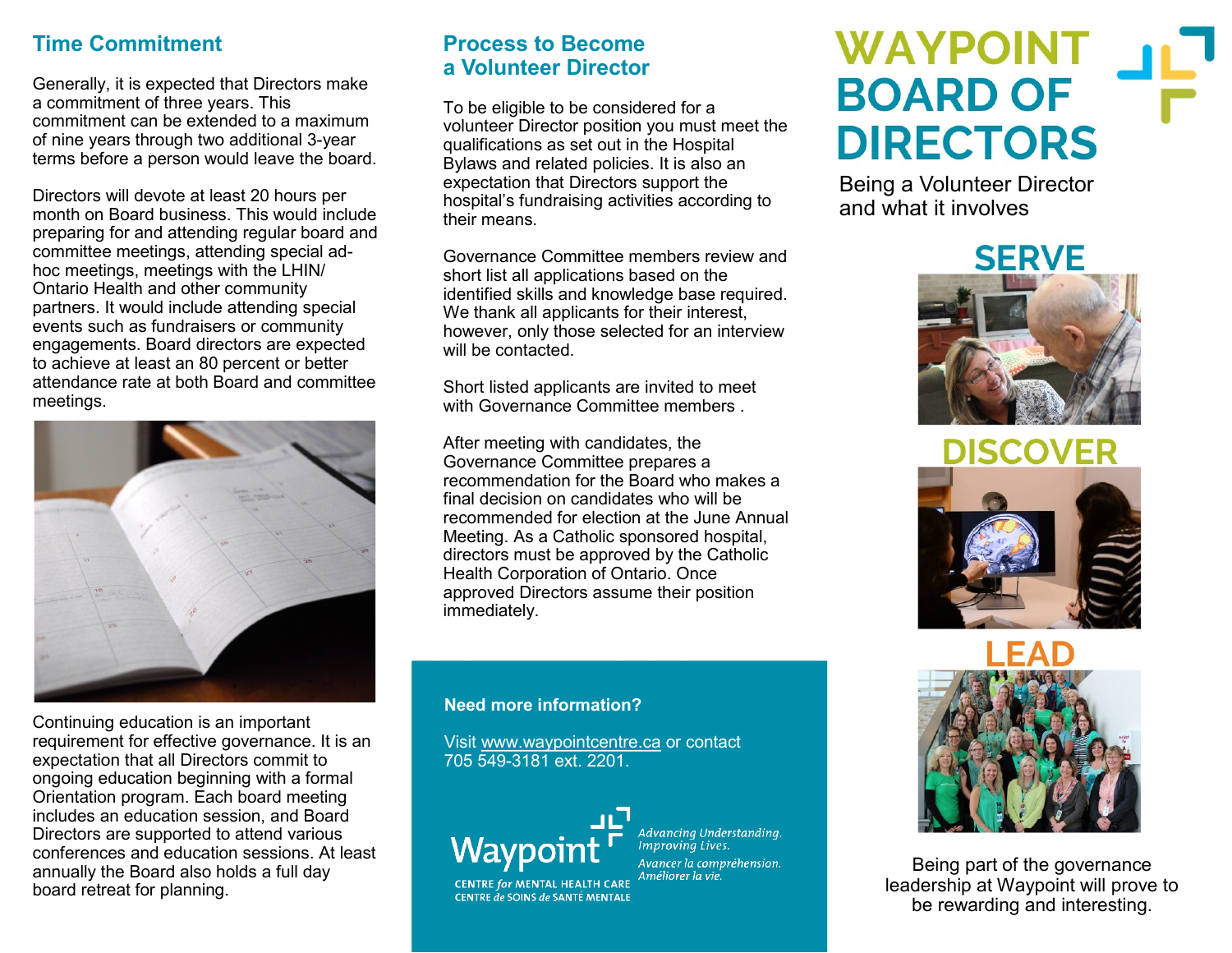## Time Commitment

Generally, it is expected that Directors make a commitment of three years. This commitment can be extended to a maximum of nine years through two additional 3-year terms before a person would leave the board.

Directors will devote at least 20 hours per month on Board business. This would include preparing for and attending regular board and committee meetings, attending special ad-hoc meetings, meetings with the LHIN/ Ontario Health and other community partners. It would include attending special events such as fundraisers or community engagements. Board directors are expected to achieve at least an 80 percent or better attendance rate at both Board and committee meetings.

Continuing education is an important requirement for effective governance. It is an expectation that all Directors commit to ongoing education beginning with a formal Orientation program. Each board meeting includes an education session, and Board Directors are supported to attend various conferences and education sessions. At least annually the Board also holds a full day board retreat for planning.

## Process to Become a Volunteer Director

To be eligible to be considered for a volunteer Director position you must meet the qualifications as set out in the Hospital Bylaws and related policies. It is also an expectation that Directors support the hospital's fundraising activities according to their means.

Governance Committee members review and short list all applications based on the identified skills and knowledge base required. We thank all applicants for their interest, however, only those selected for an interview will be contacted.

Short listed applicants are invited to meet with Governance Committee members .

After meeting with candidates, the Governance Committee prepares a recommendation for the Board who makes a final decision on candidates who will be recommended for election at the June Annual Meeting. As a Catholic sponsored hospital, directors must be approved by the Catholic Health Corporation of Ontario. Once approved Directors assume their position immediately.

**Need more information?**

Visit www.waypointcentre.ca or contact 705 549-3181 ext. 2201.

Waypoint
CENTRE *for* MENTAL HEALTH CARE
CENTRE *de* SOINS *de* SANTÉ MENTALE

*Advancing Understanding. Improving Lives.*
*Avancer la compréhension. Améliorer la vie.*

# WAYPOINT BOARD OF DIRECTORS

Being a Volunteer Director and what it involves

## SERVE

## DISCOVER

## LEAD

Being part of the governance leadership at Waypoint will prove to be rewarding and interesting.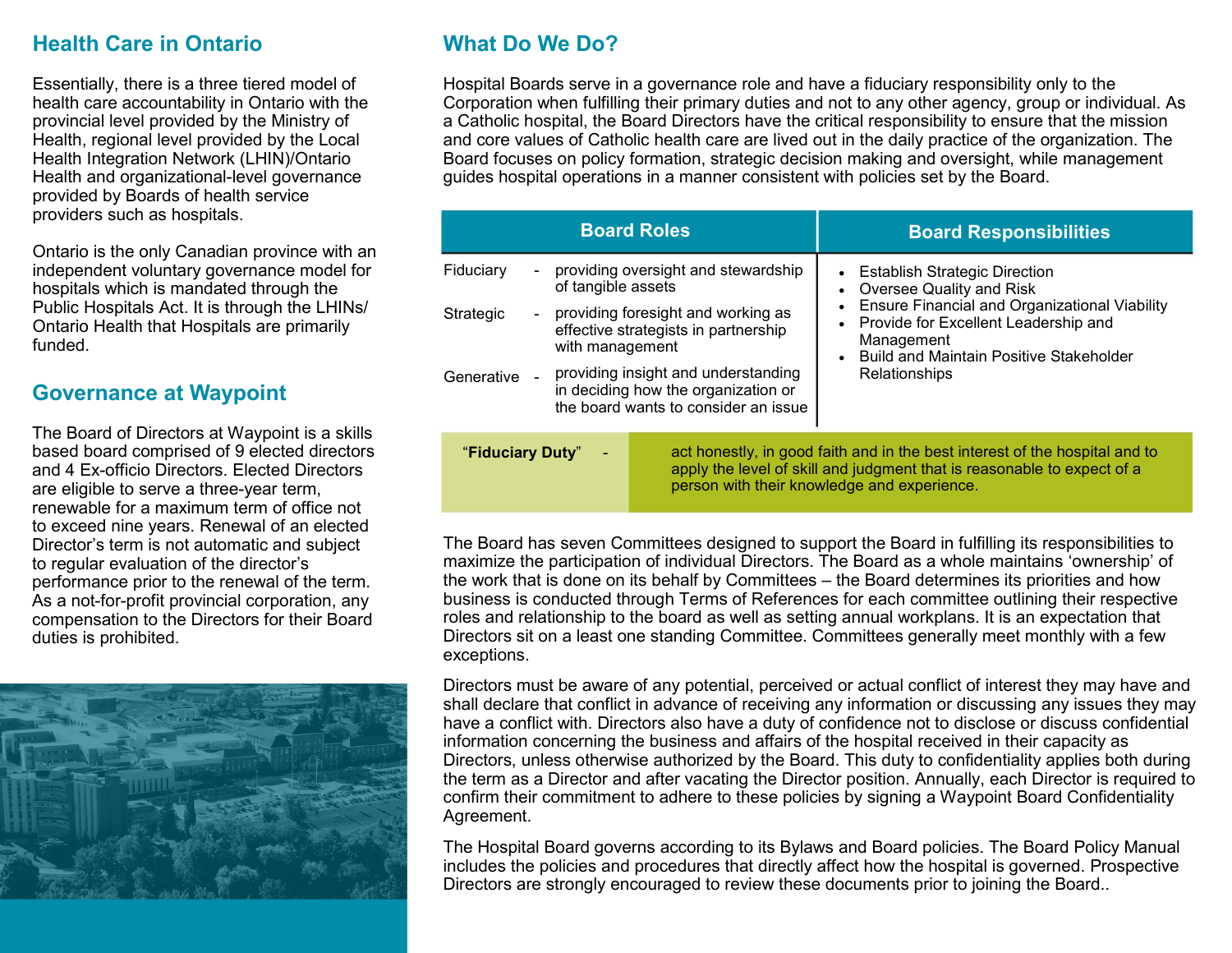## Health Care in Ontario

Essentially, there is a three tiered model of health care accountability in Ontario with the provincial level provided by the Ministry of Health, regional level provided by the Local Health Integration Network (LHIN)/Ontario Health and organizational-level governance provided by Boards of health service providers such as hospitals.

Ontario is the only Canadian province with an independent voluntary governance model for hospitals which is mandated through the Public Hospitals Act. It is through the LHINs/ Ontario Health that Hospitals are primarily funded.

## Governance at Waypoint

The Board of Directors at Waypoint is a skills based board comprised of 9 elected directors and 4 Ex-officio Directors. Elected Directors are eligible to serve a three-year term, renewable for a maximum term of office not to exceed nine years. Renewal of an elected Director's term is not automatic and subject to regular evaluation of the director's performance prior to the renewal of the term. As a not-for-profit provincial corporation, any compensation to the Directors for their Board duties is prohibited.

## What Do We Do?

Hospital Boards serve in a governance role and have a fiduciary responsibility only to the Corporation when fulfilling their primary duties and not to any other agency, group or individual. As a Catholic hospital, the Board Directors have the critical responsibility to ensure that the mission and core values of Catholic health care are lived out in the daily practice of the organization. The Board focuses on policy formation, strategic decision making and oversight, while management guides hospital operations in a manner consistent with policies set by the Board.

| Board Roles | | Board Responsibilities |
|---|---|---|
| Fiduciary | providing oversight and stewardship of tangible assets | • Establish Strategic Direction<br>• Oversee Quality and Risk<br>• Ensure Financial and Organizational Viability<br>• Provide for Excellent Leadership and Management<br>• Build and Maintain Positive Stakeholder Relationships |
| Strategic | providing foresight and working as effective strategists in partnership with management | |
| Generative | providing insight and understanding in deciding how the organization or the board wants to consider an issue | |

"**Fiduciary Duty**" - act honestly, in good faith and in the best interest of the hospital and to apply the level of skill and judgment that is reasonable to expect of a person with their knowledge and experience.

The Board has seven Committees designed to support the Board in fulfilling its responsibilities to maximize the participation of individual Directors. The Board as a whole maintains 'ownership' of the work that is done on its behalf by Committees – the Board determines its priorities and how business is conducted through Terms of References for each committee outlining their respective roles and relationship to the board as well as setting annual workplans. It is an expectation that Directors sit on a least one standing Committee. Committees generally meet monthly with a few exceptions.

Directors must be aware of any potential, perceived or actual conflict of interest they may have and shall declare that conflict in advance of receiving any information or discussing any issues they may have a conflict with. Directors also have a duty of confidence not to disclose or discuss confidential information concerning the business and affairs of the hospital received in their capacity as Directors, unless otherwise authorized by the Board. This duty to confidentiality applies both during the term as a Director and after vacating the Director position. Annually, each Director is required to confirm their commitment to adhere to these policies by signing a Waypoint Board Confidentiality Agreement.

The Hospital Board governs according to its Bylaws and Board policies. The Board Policy Manual includes the policies and procedures that directly affect how the hospital is governed. Prospective Directors are strongly encouraged to review these documents prior to joining the Board..